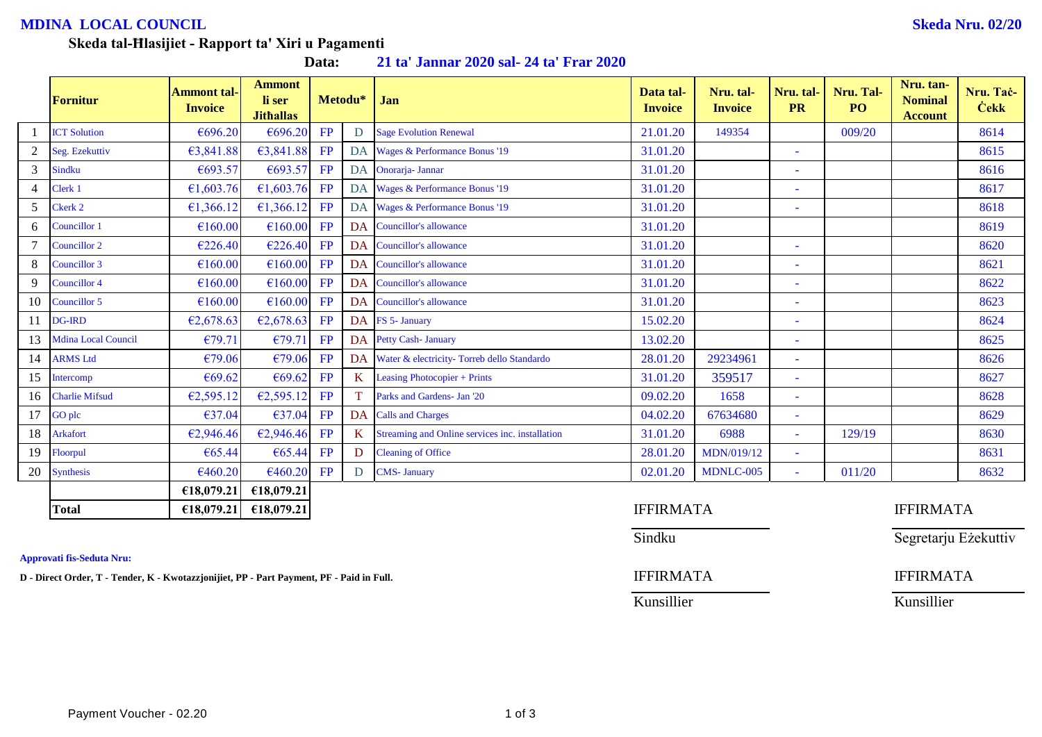**MDINA LOCAL COUNCIL** — **Skeda Nru. 02/20**

**Skeda tal-Ħlasijiet - Rapport ta' Xiri u Pagamenti**

**Data: 21 ta' Jannar 2020 sal- 24 ta' Frar 2020**

| | Fornitur | Ammont tal-Invoice | Ammont li ser Jithallas | Metodu* | | Jan | Data tal-Invoice | Nru. tal-Invoice | Nru. tal-PR | Nru. Tal-PO | Nru. tan-Nominal Account | Nru. Taċ-Ċekk |
|---|---|---|---|---|---|---|---|---|---|---|---|---|
| 1 | ICT Solution | €696.20 | €696.20 | FP | D | Sage Evolution Renewal | 21.01.20 | 149354 | | 009/20 | | 8614 |
| 2 | Seg. Ezekuttiv | €3,841.88 | €3,841.88 | FP | DA | Wages & Performance Bonus '19 | 31.01.20 | | - | | | 8615 |
| 3 | Sindku | €693.57 | €693.57 | FP | DA | Onorarja- Jannar | 31.01.20 | | - | | | 8616 |
| 4 | Clerk 1 | €1,603.76 | €1,603.76 | FP | DA | Wages & Performance Bonus '19 | 31.01.20 | | - | | | 8617 |
| 5 | Ckerk 2 | €1,366.12 | €1,366.12 | FP | DA | Wages & Performance Bonus '19 | 31.01.20 | | - | | | 8618 |
| 6 | Councillor 1 | €160.00 | €160.00 | FP | DA | Councillor's allowance | 31.01.20 | | | | | 8619 |
| 7 | Councillor 2 | €226.40 | €226.40 | FP | DA | Councillor's allowance | 31.01.20 | | - | | | 8620 |
| 8 | Councillor 3 | €160.00 | €160.00 | FP | DA | Councillor's allowance | 31.01.20 | | - | | | 8621 |
| 9 | Councillor 4 | €160.00 | €160.00 | FP | DA | Councillor's allowance | 31.01.20 | | - | | | 8622 |
| 10 | Councillor 5 | €160.00 | €160.00 | FP | DA | Councillor's allowance | 31.01.20 | | - | | | 8623 |
| 11 | DG-IRD | €2,678.63 | €2,678.63 | FP | DA | FS 5- January | 15.02.20 | | - | | | 8624 |
| 13 | Mdina Local Council | €79.71 | €79.71 | FP | DA | Petty Cash- January | 13.02.20 | | - | | | 8625 |
| 14 | ARMS Ltd | €79.06 | €79.06 | FP | DA | Water & electricity- Torreb dello Standardo | 28.01.20 | 29234961 | - | | | 8626 |
| 15 | Intercomp | €69.62 | €69.62 | FP | K | Leasing Photocopier + Prints | 31.01.20 | 359517 | - | | | 8627 |
| 16 | Charlie Mifsud | €2,595.12 | €2,595.12 | FP | T | Parks and Gardens- Jan '20 | 09.02.20 | 1658 | - | | | 8628 |
| 17 | GO plc | €37.04 | €37.04 | FP | DA | Calls and Charges | 04.02.20 | 67634680 | - | | | 8629 |
| 18 | Arkafort | €2,946.46 | €2,946.46 | FP | K | Streaming and Online services inc. installation | 31.01.20 | 6988 | - | 129/19 | | 8630 |
| 19 | Floorpul | €65.44 | €65.44 | FP | D | Cleaning of Office | 28.01.20 | MDN/019/12 | - | | | 8631 |
| 20 | Synthesis | €460.20 | €460.20 | FP | D | CMS- January | 02.01.20 | MDNLC-005 | - | 011/20 | | 8632 |
| | | €18,079.21 | €18,079.21 | | | | | | | | | |
| | **Total** | **€18,079.21** | **€18,079.21** | | | | | | | | | |

IFFIRMATA — Sindku

IFFIRMATA — Segretarju Eżekuttiv

IFFIRMATA — Kunsillier

IFFIRMATA — Kunsillier

**Approvati fis-Seduta Nru:**

**D - Direct Order, T - Tender, K - Kwotazzjonijiet, PP - Part Payment, PF - Paid in Full.**

Payment Voucher - 02.20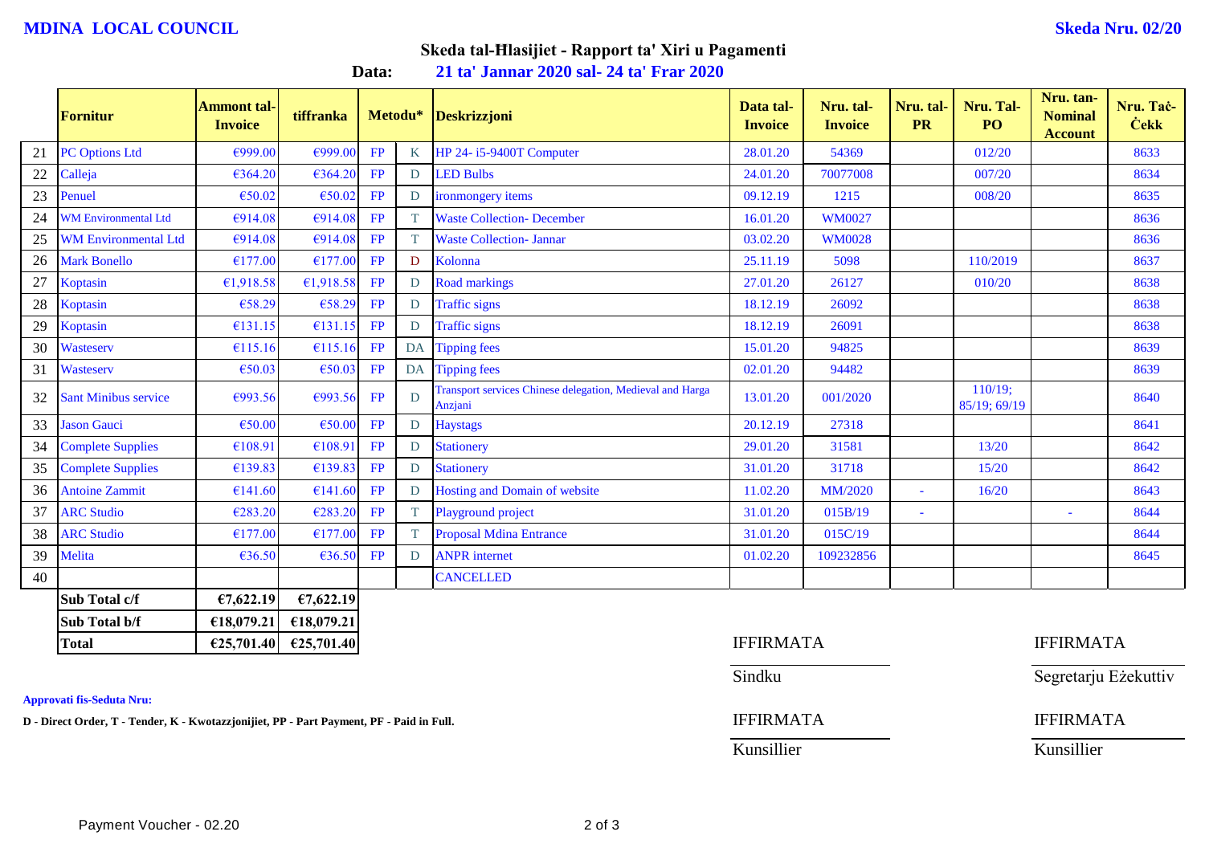**MDINA LOCAL COUNCIL** **Skeda Nru. 02/20**

## Skeda tal-Ħlasijiet - Rapport ta' Xiri u Pagamenti

**Data:** **21 ta' Jannar 2020 sal- 24 ta' Frar 2020**

| | Fornitur | Ammont tal-Invoice | tiffranka | Metodu* | | Deskrizzjoni | Data tal-Invoice | Nru. tal-Invoice | Nru. tal-PR | Nru. Tal-PO | Nru. tan-Nominal Account | Nru. Taċ-Ċekk |
|---|---|---|---|---|---|---|---|---|---|---|---|---|
| 21 | PC Options Ltd | €999.00 | €999.00 | FP | K | HP 24- i5-9400T Computer | 28.01.20 | 54369 | | 012/20 | | 8633 |
| 22 | Calleja | €364.20 | €364.20 | FP | D | LED Bulbs | 24.01.20 | 70077008 | | 007/20 | | 8634 |
| 23 | Penuel | €50.02 | €50.02 | FP | D | ironmongery items | 09.12.19 | 1215 | | 008/20 | | 8635 |
| 24 | WM Environmental Ltd | €914.08 | €914.08 | FP | T | Waste Collection- December | 16.01.20 | WM0027 | | | | 8636 |
| 25 | WM Environmental Ltd | €914.08 | €914.08 | FP | T | Waste Collection- Jannar | 03.02.20 | WM0028 | | | | 8636 |
| 26 | Mark Bonello | €177.00 | €177.00 | FP | D | Kolonna | 25.11.19 | 5098 | | 110/2019 | | 8637 |
| 27 | Koptasin | €1,918.58 | €1,918.58 | FP | D | Road markings | 27.01.20 | 26127 | | 010/20 | | 8638 |
| 28 | Koptasin | €58.29 | €58.29 | FP | D | Traffic signs | 18.12.19 | 26092 | | | | 8638 |
| 29 | Koptasin | €131.15 | €131.15 | FP | D | Traffic signs | 18.12.19 | 26091 | | | | 8638 |
| 30 | Wasteserv | €115.16 | €115.16 | FP | DA | Tipping fees | 15.01.20 | 94825 | | | | 8639 |
| 31 | Wasteserv | €50.03 | €50.03 | FP | DA | Tipping fees | 02.01.20 | 94482 | | | | 8639 |
| 32 | Sant Minibus service | €993.56 | €993.56 | FP | D | Transport services Chinese delegation, Medieval and Harga Anzjani | 13.01.20 | 001/2020 | | 110/19; 85/19; 69/19 | | 8640 |
| 33 | Jason Gauci | €50.00 | €50.00 | FP | D | Haystags | 20.12.19 | 27318 | | | | 8641 |
| 34 | Complete Supplies | €108.91 | €108.91 | FP | D | Stationery | 29.01.20 | 31581 | | 13/20 | | 8642 |
| 35 | Complete Supplies | €139.83 | €139.83 | FP | D | Stationery | 31.01.20 | 31718 | | 15/20 | | 8642 |
| 36 | Antoine Zammit | €141.60 | €141.60 | FP | D | Hosting and Domain of website | 11.02.20 | MM/2020 | - | 16/20 | | 8643 |
| 37 | ARC Studio | €283.20 | €283.20 | FP | T | Playground project | 31.01.20 | 015B/19 | - | | - | 8644 |
| 38 | ARC Studio | €177.00 | €177.00 | FP | T | Proposal Mdina Entrance | 31.01.20 | 015C/19 | | | | 8644 |
| 39 | Melita | €36.50 | €36.50 | FP | D | ANPR internet | 01.02.20 | 109232856 | | | | 8645 |
| 40 | | | | | | CANCELLED | | | | | | |
| | **Sub Total c/f** | **€7,622.19** | **€7,622.19** | | | | | | | | | |
| | **Sub Total b/f** | **€18,079.21** | **€18,079.21** | | | | | | | | | |
| | **Total** | **€25,701.40** | **€25,701.40** | | | | | | | | | |

IFFIRMATA ______________ Sindku

IFFIRMATA ______________ Segretarju Eżekuttiv

**Approvati fis-Seduta Nru:**

**D - Direct Order, T - Tender, K - Kwotazzjonijiet, PP - Part Payment, PF - Paid in Full.**

IFFIRMATA ______________ Kunsillier

IFFIRMATA ______________ Kunsillier

Payment Voucher - 02.20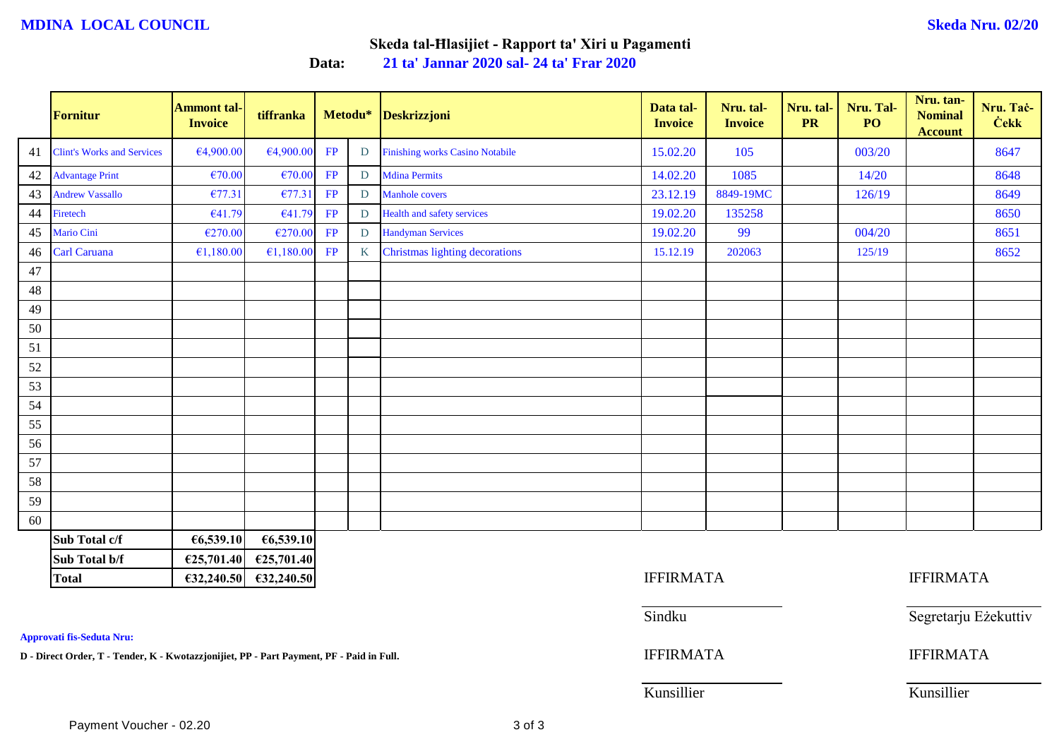**MDINA LOCAL COUNCIL** | **Skeda Nru. 02/20**

## Skeda tal-Ħlasijiet - Rapport ta' Xiri u Pagamenti

**Data:** **21 ta' Jannar 2020 sal- 24 ta' Frar 2020**

| | Fornitur | Ammont tal-Invoice | tiffranka | Metodu* | | Deskrizzjoni | Data tal-Invoice | Nru. tal-Invoice | Nru. tal-PR | Nru. Tal-PO | Nru. tan-Nominal Account | Nru. Taċ-Ċekk |
|---|---|---|---|---|---|---|---|---|---|---|---|---|
| 41 | Clint's Works and Services | €4,900.00 | €4,900.00 | FP | D | Finishing works Casino Notabile | 15.02.20 | 105 | | 003/20 | | 8647 |
| 42 | Advantage Print | €70.00 | €70.00 | FP | D | Mdina Permits | 14.02.20 | 1085 | | 14/20 | | 8648 |
| 43 | Andrew Vassallo | €77.31 | €77.31 | FP | D | Manhole covers | 23.12.19 | 8849-19MC | | 126/19 | | 8649 |
| 44 | Firetech | €41.79 | €41.79 | FP | D | Health and safety services | 19.02.20 | 135258 | | | | 8650 |
| 45 | Mario Cini | €270.00 | €270.00 | FP | D | Handyman Services | 19.02.20 | 99 | | 004/20 | | 8651 |
| 46 | Carl Caruana | €1,180.00 | €1,180.00 | FP | K | Christmas lighting decorations | 15.12.19 | 202063 | | 125/19 | | 8652 |
| 47 | | | | | | | | | | | | |
| 48 | | | | | | | | | | | | |
| 49 | | | | | | | | | | | | |
| 50 | | | | | | | | | | | | |
| 51 | | | | | | | | | | | | |
| 52 | | | | | | | | | | | | |
| 53 | | | | | | | | | | | | |
| 54 | | | | | | | | | | | | |
| 55 | | | | | | | | | | | | |
| 56 | | | | | | | | | | | | |
| 57 | | | | | | | | | | | | |
| 58 | | | | | | | | | | | | |
| 59 | | | | | | | | | | | | |
| 60 | | | | | | | | | | | | |
| | **Sub Total c/f** | **€6,539.10** | **€6,539.10** | | | | | | | | | |
| | **Sub Total b/f** | **€25,701.40** | **€25,701.40** | | | | | | | | | |
| | **Total** | **€32,240.50** | **€32,240.50** | | | | | | | | | |

IFFIRMATA

Sindku

IFFIRMATA

Segretarju Eżekuttiv

IFFIRMATA

Kunsillier

IFFIRMATA

Kunsillier

**Approvati fis-Seduta Nru:**

**D - Direct Order, T - Tender, K - Kwotazzjonijiet, PP - Part Payment, PF - Paid in Full.**

Payment Voucher - 02.20